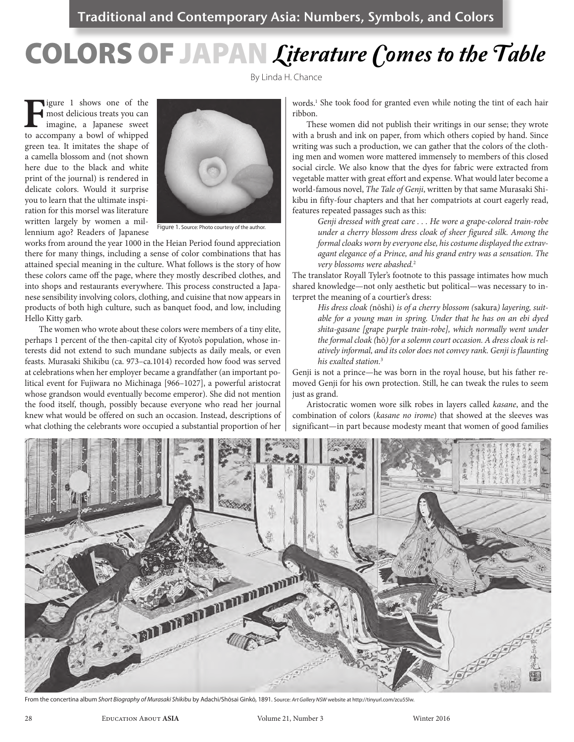Traditional and Contemporary Asia: Numbers, Symbols, and Colors

# COLORS OF JAPAN *Literature Comes to the Table*

By Linda H. Chance

Figure 1 shows one of the most delicious treats you can imagine, a Japanese sweet to accompany a bowl of whipped green tea. It imitates the shape of a camella blossom and (not shown here due to the black and white print of the journal) is rendered in delicate colors. Would it surprise you to learn that the ultimate inspiration for this morsel was literature written largely by women a millennium ago? Readers of Japanese works from around the year 1000 in the Heian Period found appreciation there for many things, including a sense of color combinations that has attained special meaning in the culture. What follows is the story of how these colors came off the page, where they mostly described clothes, and into shops and restaurants everywhere. This process constructed a Japanese sensibility involving colors, clothing, and cuisine that now appears in products of both high culture, such as banquet food, and low, including Hello Kitty garb.

Figure 1. Source: Photo courtesy of the author.

The women who wrote about these colors were members of a tiny elite, perhaps 1 percent of the then-capital city of Kyoto's population, whose interests did not extend to such mundane subjects as daily meals, or even feasts. Murasaki Shikibu (ca. 973–ca.1014) recorded how food was served at celebrations when her employer became a grandfather (an important political event for Fujiwara no Michinaga [966–1027], a powerful aristocrat whose grandson would eventually become emperor). She did not mention the food itself, though, possibly because everyone who read her journal knew what would be offered on such an occasion. Instead, descriptions of what clothing the celebrants wore occupied a substantial proportion of her words.[1] She took food for granted even while noting the tint of each hair ribbon.

These women did not publish their writings in our sense; they wrote with a brush and ink on paper, from which others copied by hand. Since writing was such a production, we can gather that the colors of the clothing men and women wore mattered immensely to members of this closed social circle. We also know that the dyes for fabric were extracted from vegetable matter with great effort and expense. What would later become a world-famous novel, *The Tale of Genji*, written by that same Murasaki Shikibu in fifty-four chapters and that her compatriots at court eagerly read, features repeated passages such as this:

> *Genji dressed with great care . . . He wore a grape-colored train-robe under a cherry blossom dress cloak of sheer figured silk. Among the formal cloaks worn by everyone else, his costume displayed the extravagant elegance of a Prince, and his grand entry was a sensation. The very blossoms were abashed.*[2]

The translator Royall Tyler's footnote to this passage intimates how much shared knowledge—not only aesthetic but political—was necessary to interpret the meaning of a courtier's dress:

> *His dress cloak (*nōshi*) is of a cherry blossom (*sakura*) layering, suitable for a young man in spring. Under that he has on an ebi dyed shita-gasane [grape purple train-robe], which normally went under the formal cloak (*hō*) for a solemn court occasion. A dress cloak is relatively informal, and its color does not convey rank. Genji is flaunting his exalted station.*[3]

Genji is not a prince—he was born in the royal house, but his father removed Genji for his own protection. Still, he can tweak the rules to seem just as grand.

Aristocratic women wore silk robes in layers called *kasane*, and the combination of colors (*kasane no irome*) that showed at the sleeves was significant—in part because modesty meant that women of good families

From the concertina album *Short Biography of Murasaki Shikibu* by Adachi/Shōsai Ginkō, 1891. Source: *Art Gallery NSW* website at http://tinyurl.com/zcu55lw.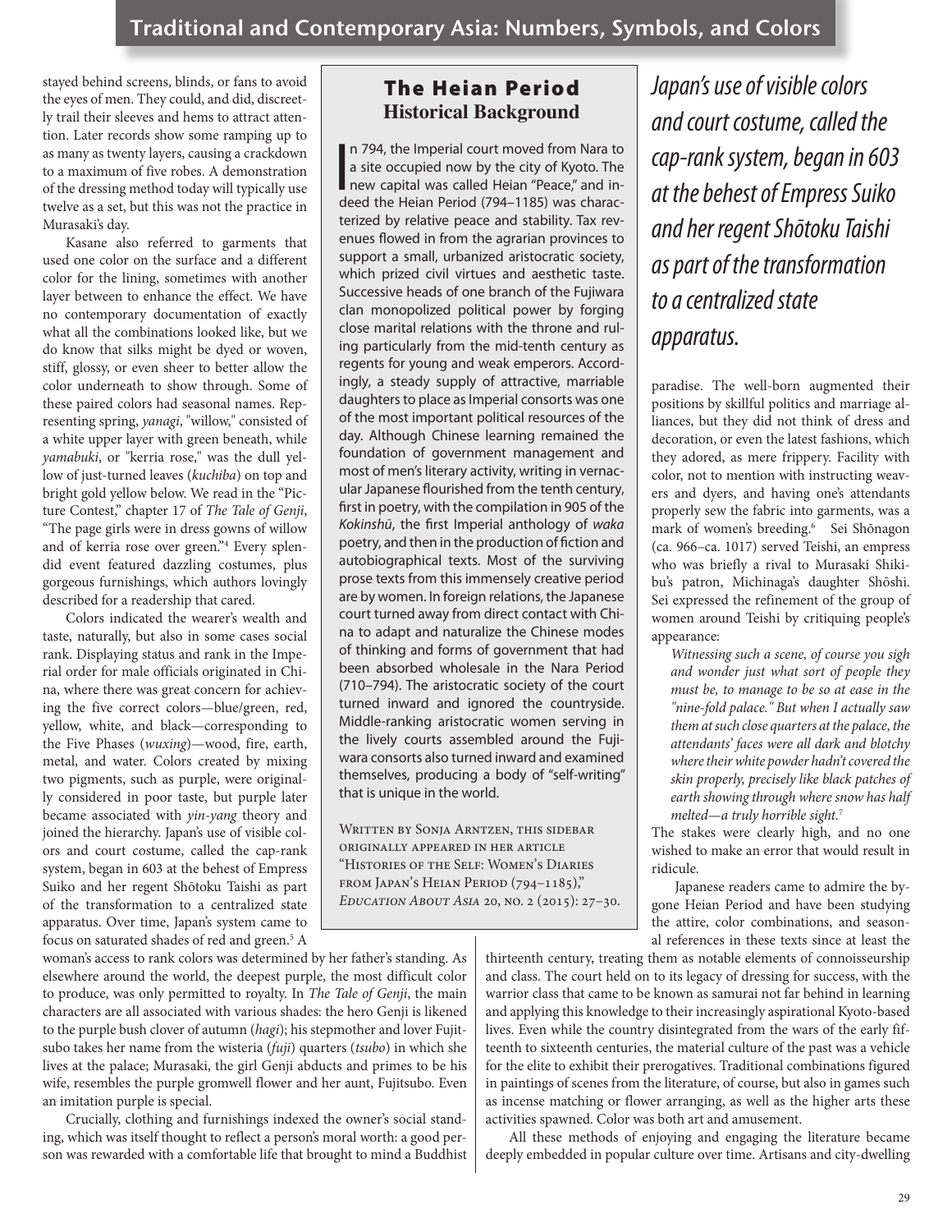stayed behind screens, blinds, or fans to avoid the eyes of men. They could, and did, discreetly trail their sleeves and hems to attract attention. Later records show some ramping up to as many as twenty layers, causing a crackdown to a maximum of five robes. A demonstration of the dressing method today will typically use twelve as a set, but this was not the practice in Murasaki's day.

Kasane also referred to garments that used one color on the surface and a different color for the lining, sometimes with another layer between to enhance the effect. We have no contemporary documentation of exactly what all the combinations looked like, but we do know that silks might be dyed or woven, stiff, glossy, or even sheer to better allow the color underneath to show through. Some of these paired colors had seasonal names. Representing spring, *yanagi*, "willow," consisted of a white upper layer with green beneath, while *yamabuki*, or "kerria rose," was the dull yellow of just-turned leaves (*kuchiba*) on top and bright gold yellow below. We read in the "Picture Contest," chapter 17 of *The Tale of Genji*, "The page girls were in dress gowns of willow and of kerria rose over green."[4] Every splendid event featured dazzling costumes, plus gorgeous furnishings, which authors lovingly described for a readership that cared.

Colors indicated the wearer's wealth and taste, naturally, but also in some cases social rank. Displaying status and rank in the Imperial order for male officials originated in China, where there was great concern for achieving the five correct colors—blue/green, red, yellow, white, and black—corresponding to the Five Phases (*wuxing*)—wood, fire, earth, metal, and water. Colors created by mixing two pigments, such as purple, were originally considered in poor taste, but purple later became associated with *yin-yang* theory and joined the hierarchy. Japan's use of visible colors and court costume, called the cap-rank system, began in 603 at the behest of Empress Suiko and her regent Shōtoku Taishi as part of the transformation to a centralized state apparatus. Over time, Japan's system came to focus on saturated shades of red and green.[5] A woman's access to rank colors was determined by her father's standing. As elsewhere around the world, the deepest purple, the most difficult color to produce, was only permitted to royalty. In *The Tale of Genji*, the main characters are all associated with various shades: the hero Genji is likened to the purple bush clover of autumn (*hagi*); his stepmother and lover Fujitsubo takes her name from the wisteria (*fuji*) quarters (*tsubo*) in which she lives at the palace; Murasaki, the girl Genji abducts and primes to be his wife, resembles the purple gromwell flower and her aunt, Fujitsubo. Even an imitation purple is special.

Crucially, clothing and furnishings indexed the owner's social standing, which was itself thought to reflect a person's moral worth: a good person was rewarded with a comfortable life that brought to mind a Buddhist paradise. The well-born augmented their positions by skillful politics and marriage alliances, but they did not think of dress and decoration, or even the latest fashions, which they adored, as mere frippery. Facility with color, not to mention with instructing weavers and dyers, and having one's attendants properly sew the fabric into garments, was a mark of women's breeding.[6] Sei Shōnagon (ca. 966–ca. 1017) served Teishi, an empress who was briefly a rival to Murasaki Shikibu's patron, Michinaga's daughter Shōshi. Sei expressed the refinement of the group of women around Teishi by critiquing people's appearance:

> *Witnessing such a scene, of course you sigh and wonder just what sort of people they must be, to manage to be so at ease in the "nine-fold palace." But when I actually saw them at such close quarters at the palace, the attendants' faces were all dark and blotchy where their white powder hadn't covered the skin properly, precisely like black patches of earth showing through where snow has half melted—a truly horrible sight.*[7]

The stakes were clearly high, and no one wished to make an error that would result in ridicule.

Japanese readers came to admire the bygone Heian Period and have been studying the attire, color combinations, and seasonal references in these texts since at least the thirteenth century, treating them as notable elements of connoisseurship and class. The court held on to its legacy of dressing for success, with the warrior class that came to be known as samurai not far behind in learning and applying this knowledge to their increasingly aspirational Kyoto-based lives. Even while the country disintegrated from the wars of the early fifteenth to sixteenth centuries, the material culture of the past was a vehicle for the elite to exhibit their prerogatives. Traditional combinations figured in paintings of scenes from the literature, of course, but also in games such as incense matching or flower arranging, as well as the higher arts these activities spawned. Color was both art and amusement.

All these methods of enjoying and engaging the literature became deeply embedded in popular culture over time. Artisans and city-dwelling

---

## The Heian Period
### Historical Background

In 794, the Imperial court moved from Nara to a site occupied now by the city of Kyoto. The new capital was called Heian "Peace," and indeed the Heian Period (794–1185) was characterized by relative peace and stability. Tax revenues flowed in from the agrarian provinces to support a small, urbanized aristocratic society, which prized civil virtues and aesthetic taste. Successive heads of one branch of the Fujiwara clan monopolized political power by forging close marital relations with the throne and ruling particularly from the mid-tenth century as regents for young and weak emperors. Accordingly, a steady supply of attractive, marriable daughters to place as Imperial consorts was one of the most important political resources of the day. Although Chinese learning remained the foundation of government management and most of men's literary activity, writing in vernacular Japanese flourished from the tenth century, first in poetry, with the compilation in 905 of the *Kokinshū*, the first Imperial anthology of *waka* poetry, and then in the production of fiction and autobiographical texts. Most of the surviving prose texts from this immensely creative period are by women. In foreign relations, the Japanese court turned away from direct contact with China to adapt and naturalize the Chinese modes of thinking and forms of government that had been absorbed wholesale in the Nara Period (710–794). The aristocratic society of the court turned inward and ignored the countryside. Middle-ranking aristocratic women serving in the lively courts assembled around the Fujiwara consorts also turned inward and examined themselves, producing a body of "self-writing" that is unique in the world.

Written by Sonja Arntzen, this sidebar originally appeared in her article "Histories of the Self: Women's Diaries from Japan's Heian Period (794–1185)," *Education About Asia* 20, no. 2 (2015): 27–30.

---

*Japan's use of visible colors and court costume, called the cap-rank system, began in 603 at the behest of Empress Suiko and her regent Shōtoku Taishi as part of the transformation to a centralized state apparatus.*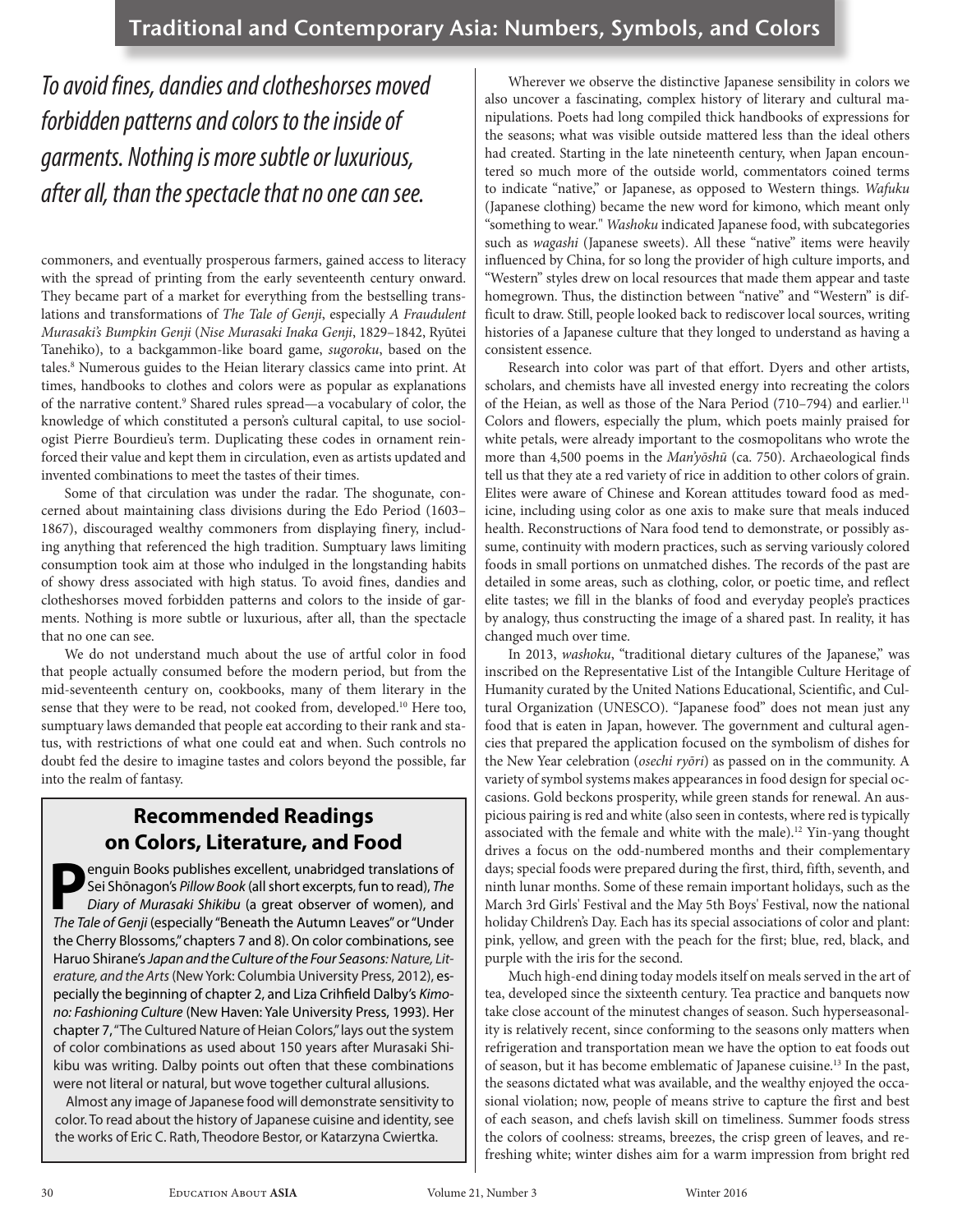*To avoid fines, dandies and clotheshorses moved forbidden patterns and colors to the inside of garments. Nothing is more subtle or luxurious, after all, than the spectacle that no one can see.*

commoners, and eventually prosperous farmers, gained access to literacy with the spread of printing from the early seventeenth century onward. They became part of a market for everything from the bestselling translations and transformations of *The Tale of Genji*, especially *A Fraudulent Murasaki's Bumpkin Genji* (*Nise Murasaki Inaka Genji*, 1829–1842, Ryūtei Tanehiko), to a backgammon-like board game, *sugoroku*, based on the tales.[8] Numerous guides to the Heian literary classics came into print. At times, handbooks to clothes and colors were as popular as explanations of the narrative content.[9] Shared rules spread—a vocabulary of color, the knowledge of which constituted a person's cultural capital, to use sociologist Pierre Bourdieu's term. Duplicating these codes in ornament reinforced their value and kept them in circulation, even as artists updated and invented combinations to meet the tastes of their times.

Some of that circulation was under the radar. The shogunate, concerned about maintaining class divisions during the Edo Period (1603–1867), discouraged wealthy commoners from displaying finery, including anything that referenced the high tradition. Sumptuary laws limiting consumption took aim at those who indulged in the longstanding habits of showy dress associated with high status. To avoid fines, dandies and clotheshorses moved forbidden patterns and colors to the inside of garments. Nothing is more subtle or luxurious, after all, than the spectacle that no one can see.

We do not understand much about the use of artful color in food that people actually consumed before the modern period, but from the mid-seventeenth century on, cookbooks, many of them literary in the sense that they were to be read, not cooked from, developed.[10] Here too, sumptuary laws demanded that people eat according to their rank and status, with restrictions of what one could eat and when. Such controls no doubt fed the desire to imagine tastes and colors beyond the possible, far into the realm of fantasy.

## Recommended Readings on Colors, Literature, and Food

Penguin Books publishes excellent, unabridged translations of Sei Shōnagon's *Pillow Book* (all short excerpts, fun to read), *The Diary of Murasaki Shikibu* (a great observer of women), and *The Tale of Genji* (especially "Beneath the Autumn Leaves" or "Under the Cherry Blossoms," chapters 7 and 8). On color combinations, see Haruo Shirane's *Japan and the Culture of the Four Seasons: Nature, Literature, and the Arts* (New York: Columbia University Press, 2012), especially the beginning of chapter 2, and Liza Crihfield Dalby's *Kimono: Fashioning Culture* (New Haven: Yale University Press, 1993). Her chapter 7, "The Cultured Nature of Heian Colors," lays out the system of color combinations as used about 150 years after Murasaki Shikibu was writing. Dalby points out often that these combinations were not literal or natural, but wove together cultural allusions.

Almost any image of Japanese food will demonstrate sensitivity to color. To read about the history of Japanese cuisine and identity, see the works of Eric C. Rath, Theodore Bestor, or Katarzyna Cwiertka.

Wherever we observe the distinctive Japanese sensibility in colors we also uncover a fascinating, complex history of literary and cultural manipulations. Poets had long compiled thick handbooks of expressions for the seasons; what was visible outside mattered less than the ideal others had created. Starting in the late nineteenth century, when Japan encountered so much more of the outside world, commentators coined terms to indicate "native," or Japanese, as opposed to Western things. *Wafuku* (Japanese clothing) became the new word for kimono, which meant only "something to wear." *Washoku* indicated Japanese food, with subcategories such as *wagashi* (Japanese sweets). All these "native" items were heavily influenced by China, for so long the provider of high culture imports, and "Western" styles drew on local resources that made them appear and taste homegrown. Thus, the distinction between "native" and "Western" is difficult to draw. Still, people looked back to rediscover local sources, writing histories of a Japanese culture that they longed to understand as having a consistent essence.

Research into color was part of that effort. Dyers and other artists, scholars, and chemists have all invested energy into recreating the colors of the Heian, as well as those of the Nara Period (710–794) and earlier.[11] Colors and flowers, especially the plum, which poets mainly praised for white petals, were already important to the cosmopolitans who wrote the more than 4,500 poems in the *Man'yōshū* (ca. 750). Archaeological finds tell us that they ate a red variety of rice in addition to other colors of grain. Elites were aware of Chinese and Korean attitudes toward food as medicine, including using color as one axis to make sure that meals induced health. Reconstructions of Nara food tend to demonstrate, or possibly assume, continuity with modern practices, such as serving variously colored foods in small portions on unmatched dishes. The records of the past are detailed in some areas, such as clothing, color, or poetic time, and reflect elite tastes; we fill in the blanks of food and everyday people's practices by analogy, thus constructing the image of a shared past. In reality, it has changed much over time.

In 2013, *washoku*, "traditional dietary cultures of the Japanese," was inscribed on the Representative List of the Intangible Culture Heritage of Humanity curated by the United Nations Educational, Scientific, and Cultural Organization (UNESCO). "Japanese food" does not mean just any food that is eaten in Japan, however. The government and cultural agencies that prepared the application focused on the symbolism of dishes for the New Year celebration (*osechi ryōri*) as passed on in the community. A variety of symbol systems makes appearances in food design for special occasions. Gold beckons prosperity, while green stands for renewal. An auspicious pairing is red and white (also seen in contests, where red is typically associated with the female and white with the male).[12] Yin-yang thought drives a focus on the odd-numbered months and their complementary days; special foods were prepared during the first, third, fifth, seventh, and ninth lunar months. Some of these remain important holidays, such as the March 3rd Girls' Festival and the May 5th Boys' Festival, now the national holiday Children's Day. Each has its special associations of color and plant: pink, yellow, and green with the peach for the first; blue, red, black, and purple with the iris for the second.

Much high-end dining today models itself on meals served in the art of tea, developed since the sixteenth century. Tea practice and banquets now take close account of the minutest changes of season. Such hyperseasonality is relatively recent, since conforming to the seasons only matters when refrigeration and transportation mean we have the option to eat foods out of season, but it has become emblematic of Japanese cuisine.[13] In the past, the seasons dictated what was available, and the wealthy enjoyed the occasional violation; now, people of means strive to capture the first and best of each season, and chefs lavish skill on timeliness. Summer foods stress the colors of coolness: streams, breezes, the crisp green of leaves, and refreshing white; winter dishes aim for a warm impression from bright red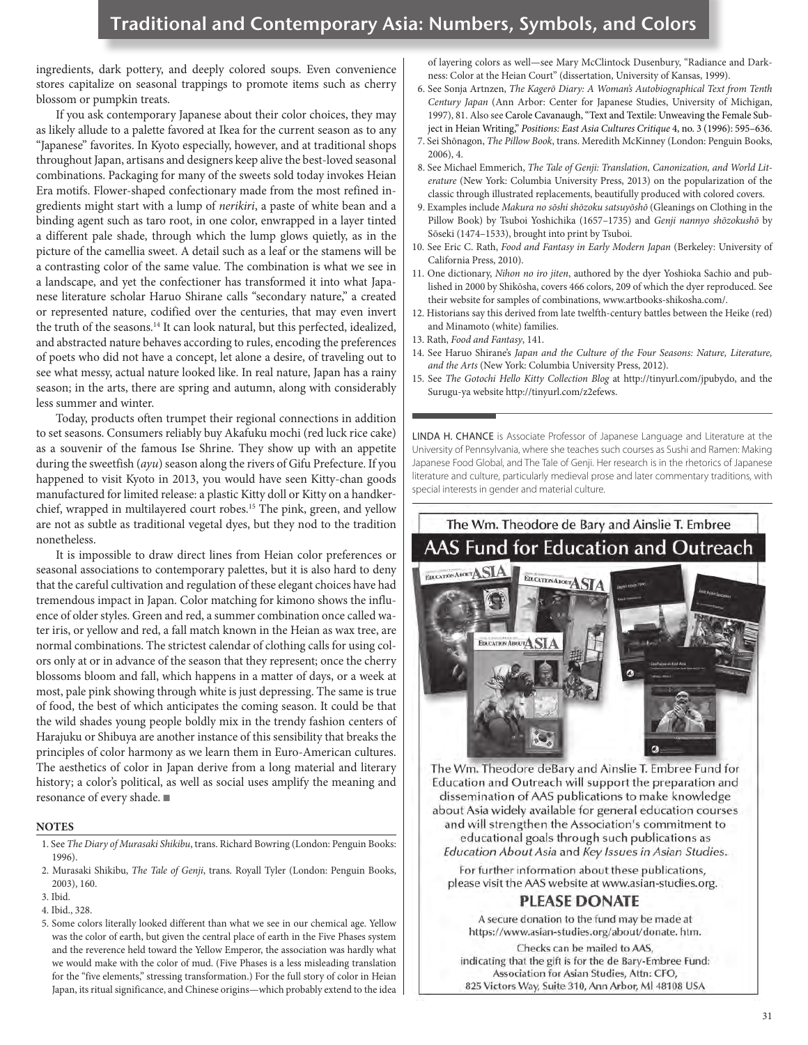ingredients, dark pottery, and deeply colored soups. Even convenience stores capitalize on seasonal trappings to promote items such as cherry blossom or pumpkin treats.

If you ask contemporary Japanese about their color choices, they may as likely allude to a palette favored at Ikea for the current season as to any "Japanese" favorites. In Kyoto especially, however, and at traditional shops throughout Japan, artisans and designers keep alive the best-loved seasonal combinations. Packaging for many of the sweets sold today invokes Heian Era motifs. Flower-shaped confectionary made from the most refined ingredients might start with a lump of *nerikiri*, a paste of white bean and a binding agent such as taro root, in one color, enwrapped in a layer tinted a different pale shade, through which the lump glows quietly, as in the picture of the camellia sweet. A detail such as a leaf or the stamens will be a contrasting color of the same value. The combination is what we see in a landscape, and yet the confectioner has transformed it into what Japanese literature scholar Haruo Shirane calls "secondary nature," a created or represented nature, codified over the centuries, that may even invert the truth of the seasons.[14] It can look natural, but this perfected, idealized, and abstracted nature behaves according to rules, encoding the preferences of poets who did not have a concept, let alone a desire, of traveling out to see what messy, actual nature looked like. In real nature, Japan has a rainy season; in the arts, there are spring and autumn, along with considerably less summer and winter.

Today, products often trumpet their regional connections in addition to set seasons. Consumers reliably buy Akafuku mochi (red luck rice cake) as a souvenir of the famous Ise Shrine. They show up with an appetite during the sweetfish (*ayu*) season along the rivers of Gifu Prefecture. If you happened to visit Kyoto in 2013, you would have seen Kitty-chan goods manufactured for limited release: a plastic Kitty doll or Kitty on a handkerchief, wrapped in multilayered court robes.[15] The pink, green, and yellow are not as subtle as traditional vegetal dyes, but they nod to the tradition nonetheless.

It is impossible to draw direct lines from Heian color preferences or seasonal associations to contemporary palettes, but it is also hard to deny that the careful cultivation and regulation of these elegant choices have had tremendous impact in Japan. Color matching for kimono shows the influence of older styles. Green and red, a summer combination once called water iris, or yellow and red, a fall match known in the Heian as wax tree, are normal combinations. The strictest calendar of clothing calls for using colors only at or in advance of the season that they represent; once the cherry blossoms bloom and fall, which happens in a matter of days, or a week at most, pale pink showing through white is just depressing. The same is true of food, the best of which anticipates the coming season. It could be that the wild shades young people boldly mix in the trendy fashion centers of Harajuku or Shibuya are another instance of this sensibility that breaks the principles of color harmony as we learn them in Euro-American cultures. The aesthetics of color in Japan derive from a long material and literary history; a color's political, as well as social uses amplify the meaning and resonance of every shade. ■

## NOTES

1. See *The Diary of Murasaki Shikibu*, trans. Richard Bowring (London: Penguin Books: 1996).
2. Murasaki Shikibu, *The Tale of Genji*, trans. Royall Tyler (London: Penguin Books, 2003), 160.
3. Ibid.
4. Ibid., 328.
5. Some colors literally looked different than what we see in our chemical age. Yellow was the color of earth, but given the central place of earth in the Five Phases system and the reverence held toward the Yellow Emperor, the association was hardly what we would make with the color of mud. (Five Phases is a less misleading translation for the "five elements," stressing transformation.) For the full story of color in Heian Japan, its ritual significance, and Chinese origins—which probably extend to the idea of layering colors as well—see Mary McClintock Dusenbury, "Radiance and Darkness: Color at the Heian Court" (dissertation, University of Kansas, 1999).
6. See Sonja Artnzen, *The Kagerō Diary: A Woman's Autobiographical Text from Tenth Century Japan* (Ann Arbor: Center for Japanese Studies, University of Michigan, 1997), 81. Also see Carole Cavanaugh, "Text and Textile: Unweaving the Female Subject in Heian Writing," *Positions: East Asia Cultures Critique* 4, no. 3 (1996): 595–636.
7. Sei Shōnagon, *The Pillow Book*, trans. Meredith McKinney (London: Penguin Books, 2006), 4.
8. See Michael Emmerich, *The Tale of Genji: Translation, Canonization, and World Literature* (New York: Columbia University Press, 2013) on the popularization of the classic through illustrated replacements, beautifully produced with colored covers.
9. Examples include *Makura no sōshi shōzoku satsuyōshō* (Gleanings on Clothing in the Pillow Book) by Tsuboi Yoshichika (1657–1735) and *Genji nannyo shōzokushō* by Sōseki (1474–1533), brought into print by Tsuboi.
10. See Eric C. Rath, *Food and Fantasy in Early Modern Japan* (Berkeley: University of California Press, 2010).
11. One dictionary, *Nihon no iro jiten*, authored by the dyer Yoshioka Sachio and published in 2000 by Shikōsha, covers 466 colors, 209 of which the dyer reproduced. See their website for samples of combinations, www.artbooks-shikosha.com/.
12. Historians say this derived from late twelfth-century battles between the Heike (red) and Minamoto (white) families.
13. Rath, *Food and Fantasy*, 141.
14. See Haruo Shirane's *Japan and the Culture of the Four Seasons: Nature, Literature, and the Arts* (New York: Columbia University Press, 2012).
15. See *The Gotochi Hello Kitty Collection Blog* at http://tinyurl.com/jpubydo, and the Surugu-ya website http://tinyurl.com/z2efews.

LINDA H. CHANCE is Associate Professor of Japanese Language and Literature at the University of Pennsylvania, where she teaches such courses as Sushi and Ramen: Making Japanese Food Global, and The Tale of Genji. Her research is in the rhetorics of Japanese literature and culture, particularly medieval prose and later commentary traditions, with special interests in gender and material culture.

The Wm. Theodore de Bary and Ainslie T. Embree

## AAS Fund for Education and Outreach

The Wm. Theodore deBary and Ainslie T. Embree Fund for Education and Outreach will support the preparation and dissemination of AAS publications to make knowledge about Asia widely available for general education courses and will strengthen the Association's commitment to educational goals through such publications as *Education About Asia* and *Key Issues in Asian Studies*.

For further information about these publications, please visit the AAS website at www.asian-studies.org.

### PLEASE DONATE

A secure donation to the fund may be made at https://www.asian-studies.org/about/donate.htm.

Checks can be mailed to AAS, indicating that the gift is for the de Bary-Embree Fund: Association for Asian Studies, Attn: CFO, 825 Victors Way, Suite 310, Ann Arbor, MI 48108 USA